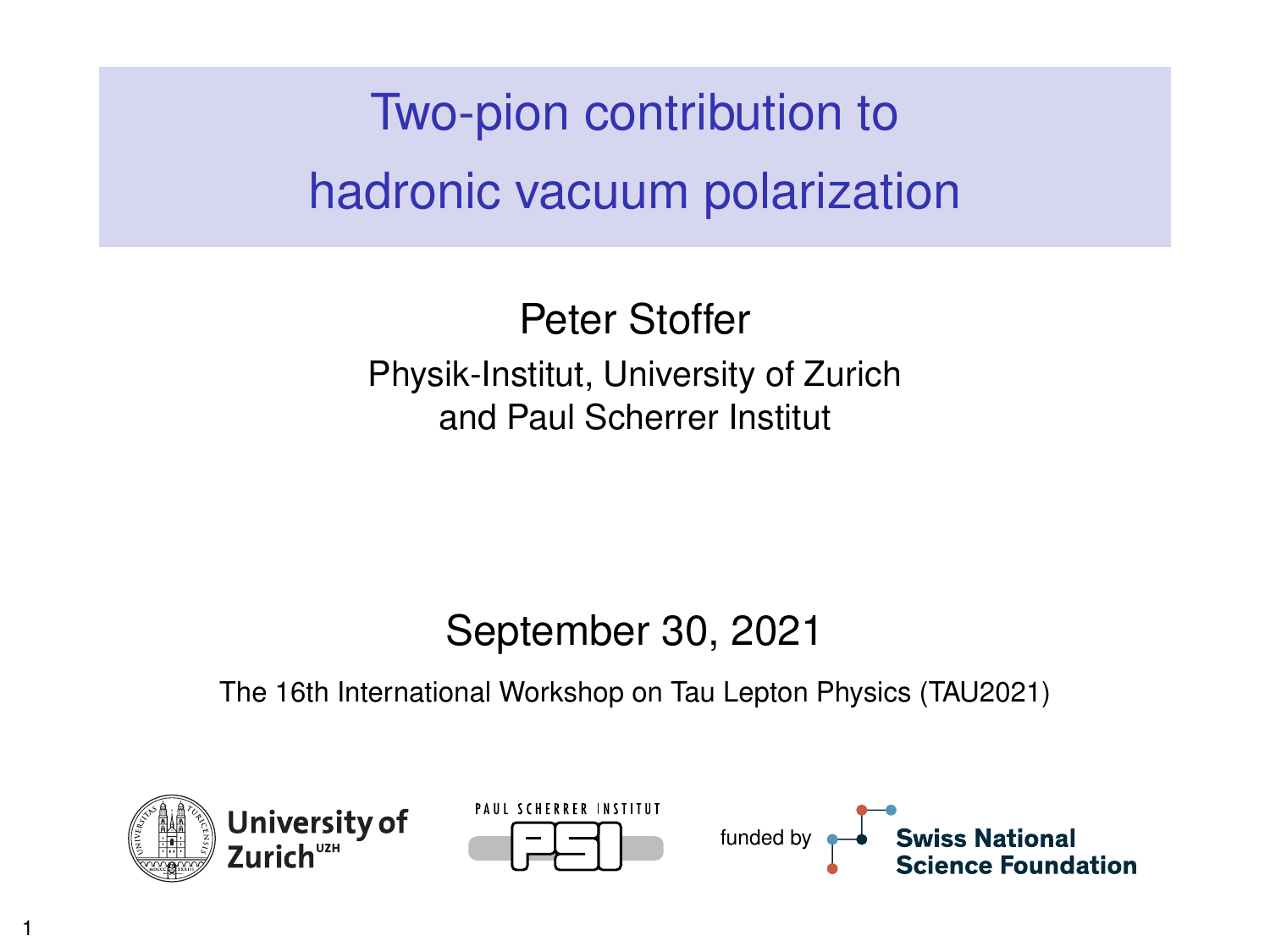# Two-pion contribution to hadronic vacuum polarization

Peter Stoffer

Physik-Institut, University of Zurich
and Paul Scherrer Institut

September 30, 2021

The 16th International Workshop on Tau Lepton Physics (TAU2021)

University of Zurich[UZH]

PAUL SCHERRER INSTITUT

PSI

funded by Swiss National Science Foundation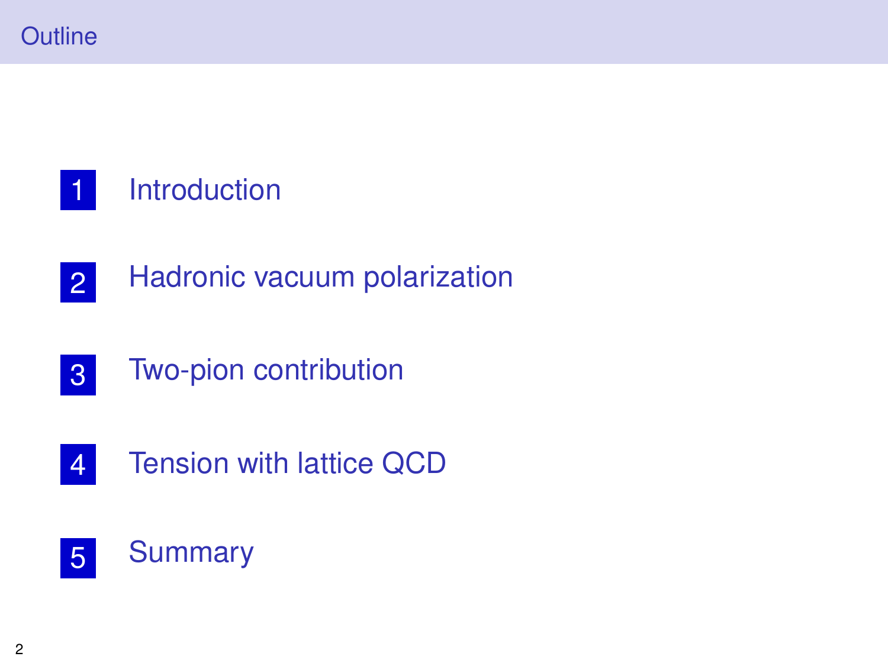# Outline

1. Introduction
2. Hadronic vacuum polarization
3. Two-pion contribution
4. Tension with lattice QCD
5. Summary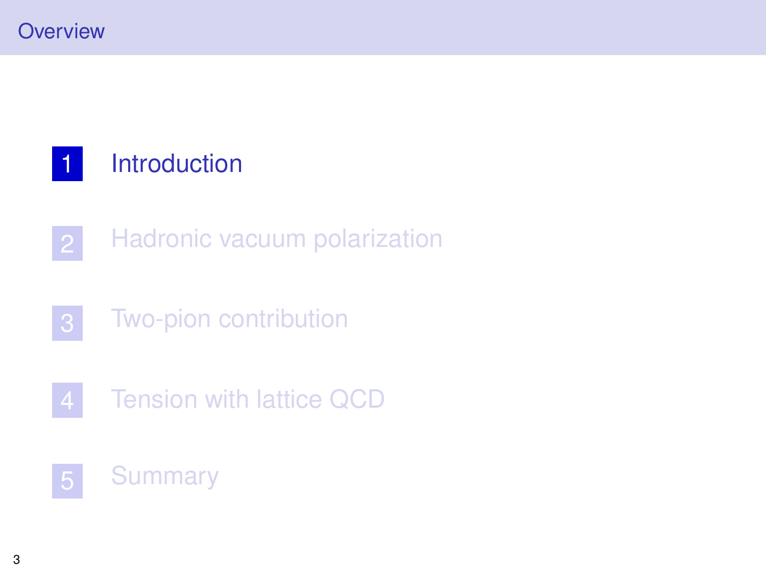## Overview

1. Introduction
2. Hadronic vacuum polarization
3. Two-pion contribution
4. Tension with lattice QCD
5. Summary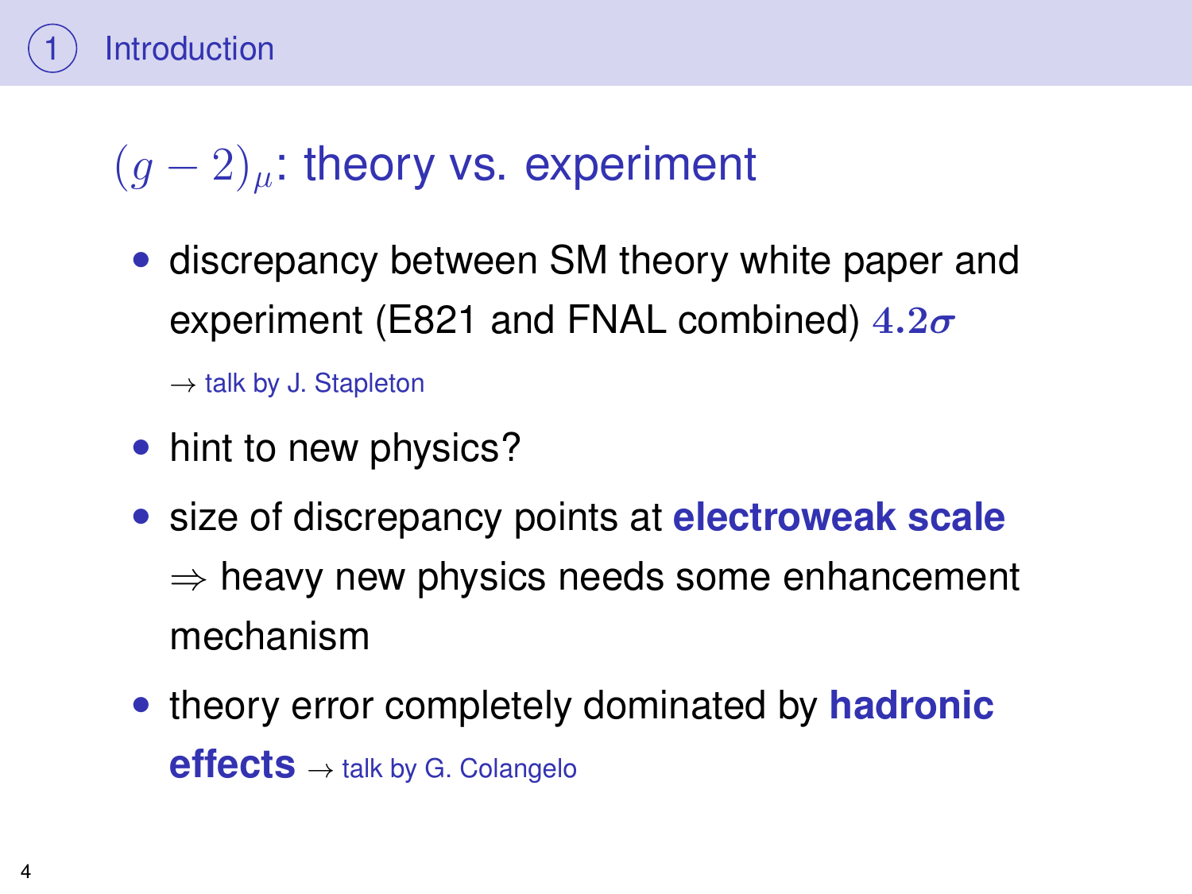## $(g-2)_\mu$: theory vs. experiment

- discrepancy between SM theory white paper and experiment (E821 and FNAL combined) $\boldsymbol{4.2\sigma}$

  $\rightarrow$ talk by J. Stapleton

- hint to new physics?
- size of discrepancy points at **electroweak scale**
  $\Rightarrow$ heavy new physics needs some enhancement mechanism
- theory error completely dominated by **hadronic effects** $\rightarrow$ talk by G. Colangelo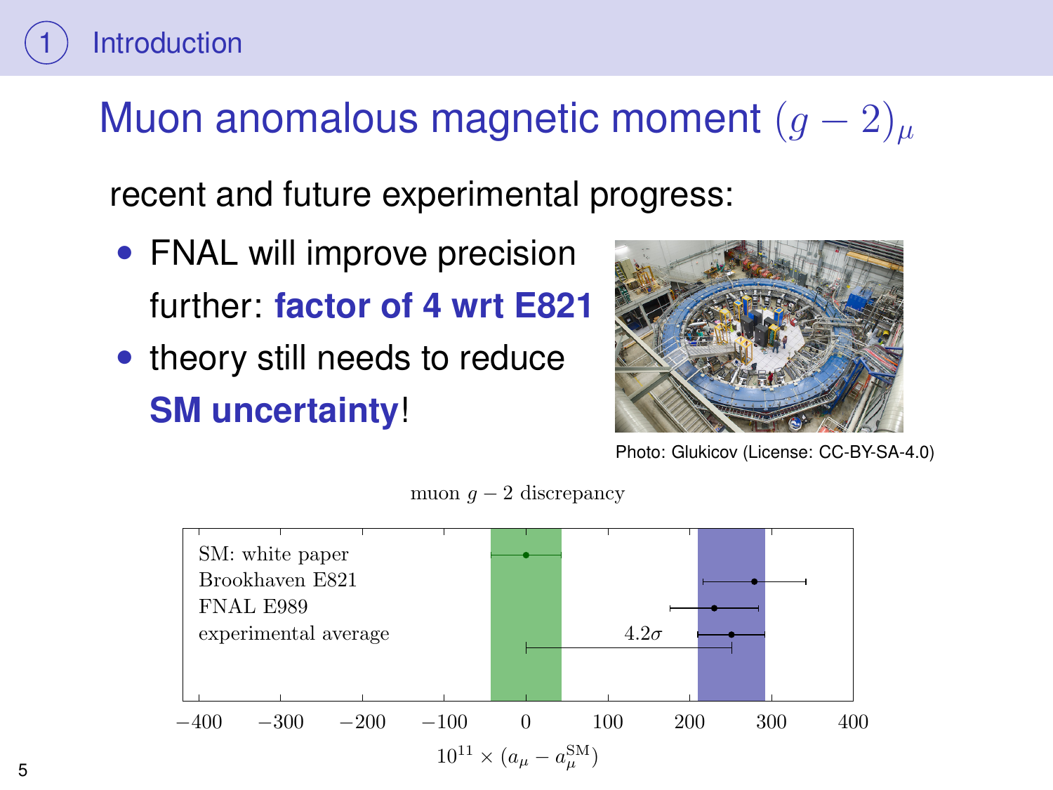## Muon anomalous magnetic moment $(g-2)_\mu$

recent and future experimental progress:

- FNAL will improve precision further: **factor of 4 wrt E821**
- theory still needs to reduce **SM uncertainty**!

Photo: Glukicov (License: CC-BY-SA-4.0)

muon $g-2$ discrepancy

SM: white paper
Brookhaven E821
FNAL E989
experimental average

$4.2\sigma$

$-400 \quad -300 \quad -200 \quad -100 \quad 0 \quad 100 \quad 200 \quad 300 \quad 400$

$10^{11} \times (a_\mu - a_\mu^{\text{SM}})$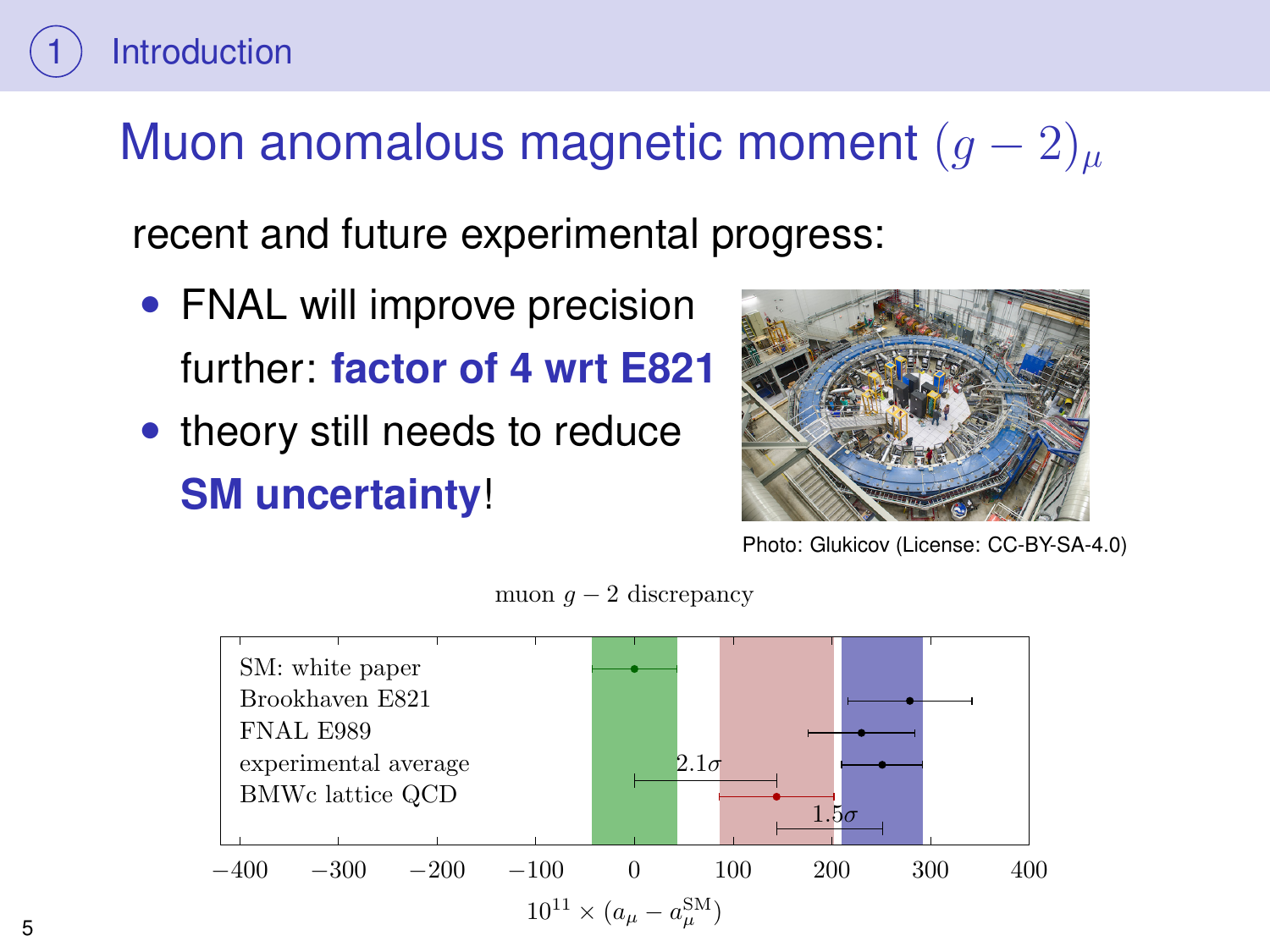## Muon anomalous magnetic moment $(g-2)_\mu$

recent and future experimental progress:

- FNAL will improve precision further: **factor of 4 wrt E821**
- theory still needs to reduce **SM uncertainty**!

Photo: Glukicov (License: CC-BY-SA-4.0)

muon $g-2$ discrepancy

SM: white paper
Brookhaven E821
FNAL E989
experimental average
BMWc lattice QCD

$2.1\sigma$

$1.5\sigma$

$-400$ $-300$ $-200$ $-100$ $0$ $100$ $200$ $300$ $400$

$10^{11} \times (a_\mu - a_\mu^{\text{SM}})$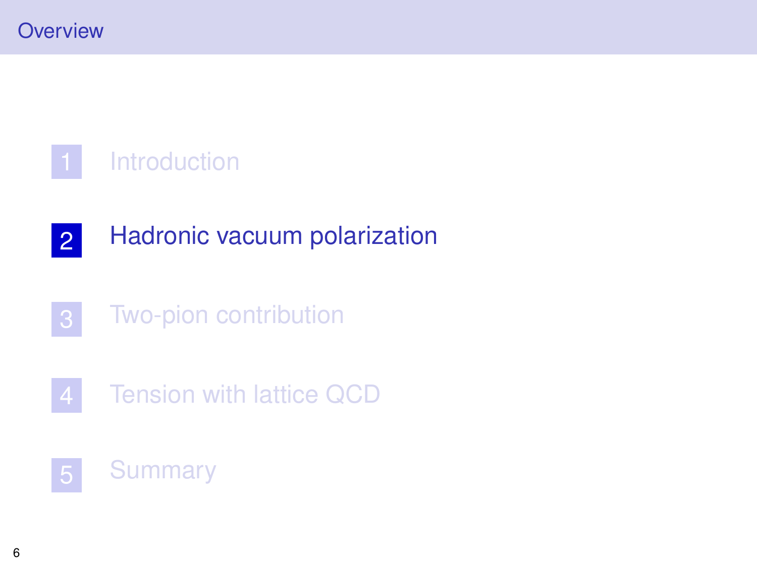# Overview

1. Introduction
2. Hadronic vacuum polarization
3. Two-pion contribution
4. Tension with lattice QCD
5. Summary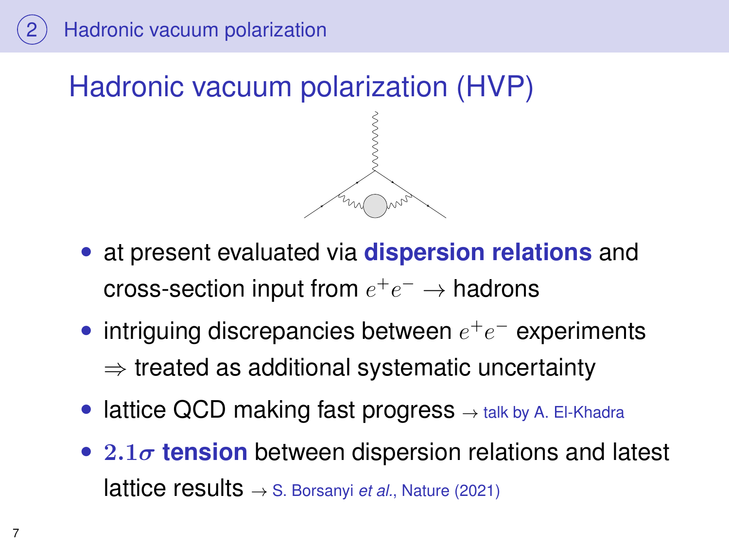## Hadronic vacuum polarization (HVP)

- at present evaluated via **dispersion relations** and cross-section input from $e^+e^- \to$ hadrons
- intriguing discrepancies between $e^+e^-$ experiments $\Rightarrow$ treated as additional systematic uncertainty
- lattice QCD making fast progress $\to$ talk by A. El-Khadra
- $\mathbf{2.1\sigma}$ **tension** between dispersion relations and latest lattice results $\to$ S. Borsanyi *et al.*, Nature (2021)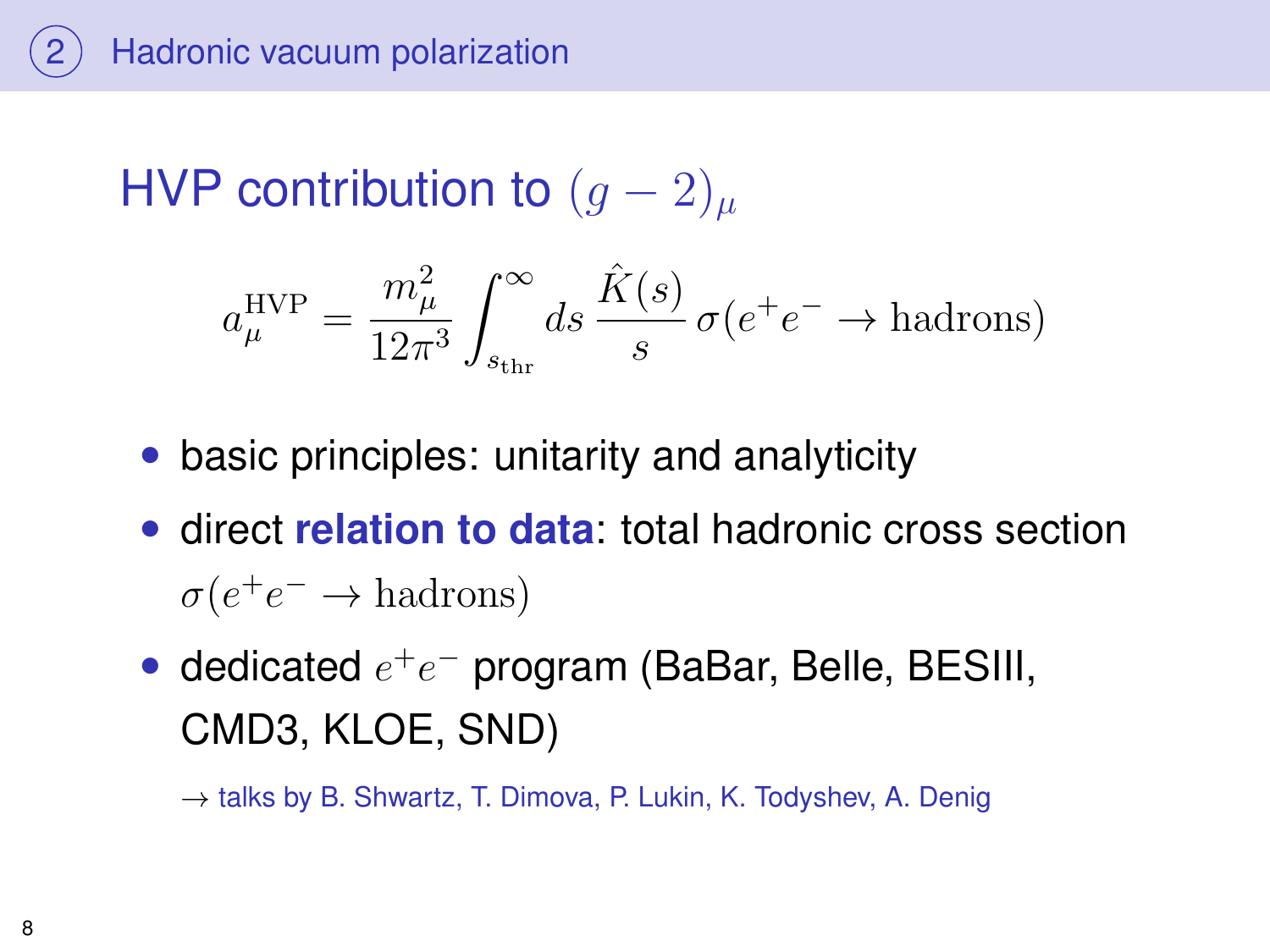## HVP contribution to $(g-2)_\mu$

$$a_\mu^{\text{HVP}} = \frac{m_\mu^2}{12\pi^3} \int_{s_{\text{thr}}}^{\infty} ds\, \frac{\hat{K}(s)}{s}\, \sigma(e^+e^- \to \text{hadrons})$$

- basic principles: unitarity and analyticity
- direct **relation to data**: total hadronic cross section $\sigma(e^+e^- \to \text{hadrons})$
- dedicated $e^+e^-$ program (BaBar, Belle, BESIII, CMD3, KLOE, SND)

  $\to$ talks by B. Shwartz, T. Dimova, P. Lukin, K. Todyshev, A. Denig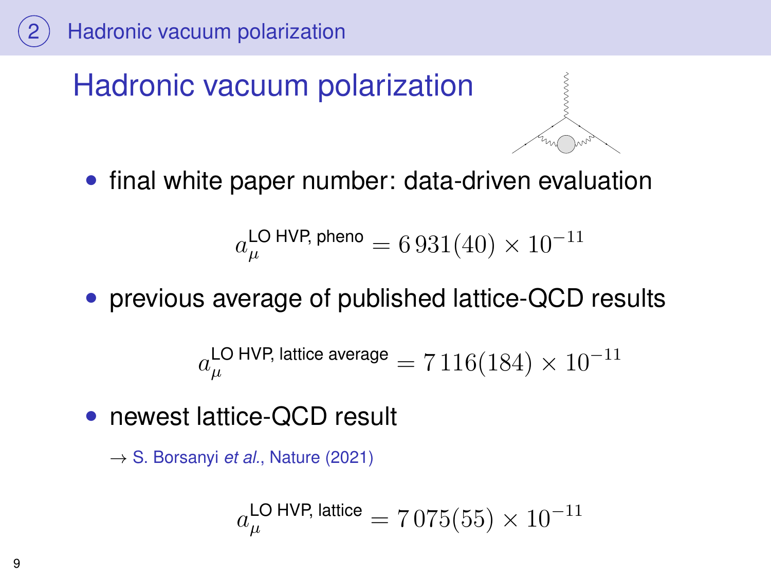## Hadronic vacuum polarization

- final white paper number: data-driven evaluation

$$a_\mu^{\text{LO HVP, pheno}} = 6\,931(40) \times 10^{-11}$$

- previous average of published lattice-QCD results

$$a_\mu^{\text{LO HVP, lattice average}} = 7\,116(184) \times 10^{-11}$$

- newest lattice-QCD result

  → S. Borsanyi *et al.*, Nature (2021)

$$a_\mu^{\text{LO HVP, lattice}} = 7\,075(55) \times 10^{-11}$$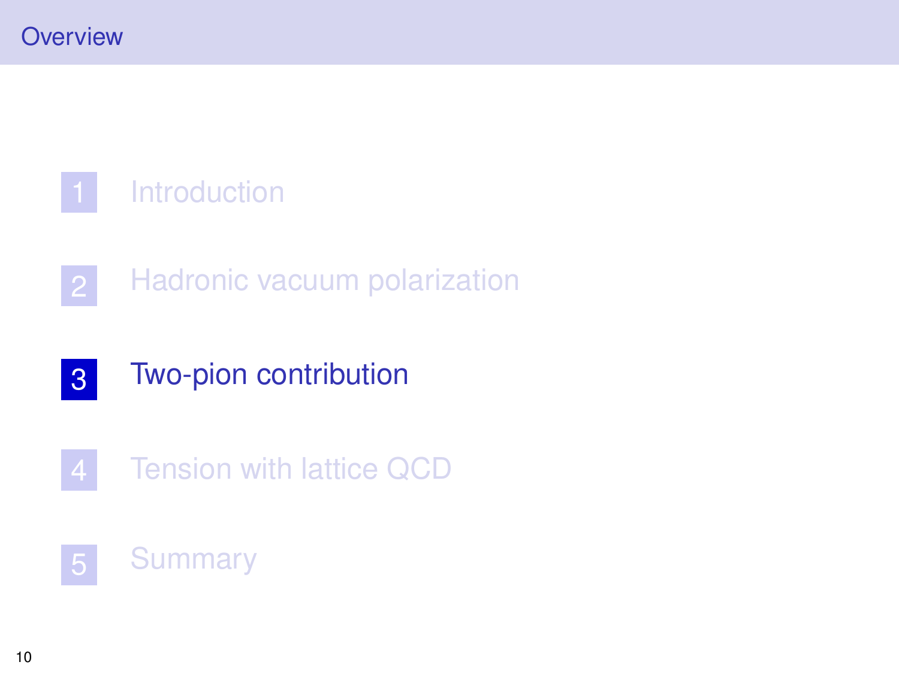# Overview

1. Introduction
2. Hadronic vacuum polarization
3. **Two-pion contribution**
4. Tension with lattice QCD
5. Summary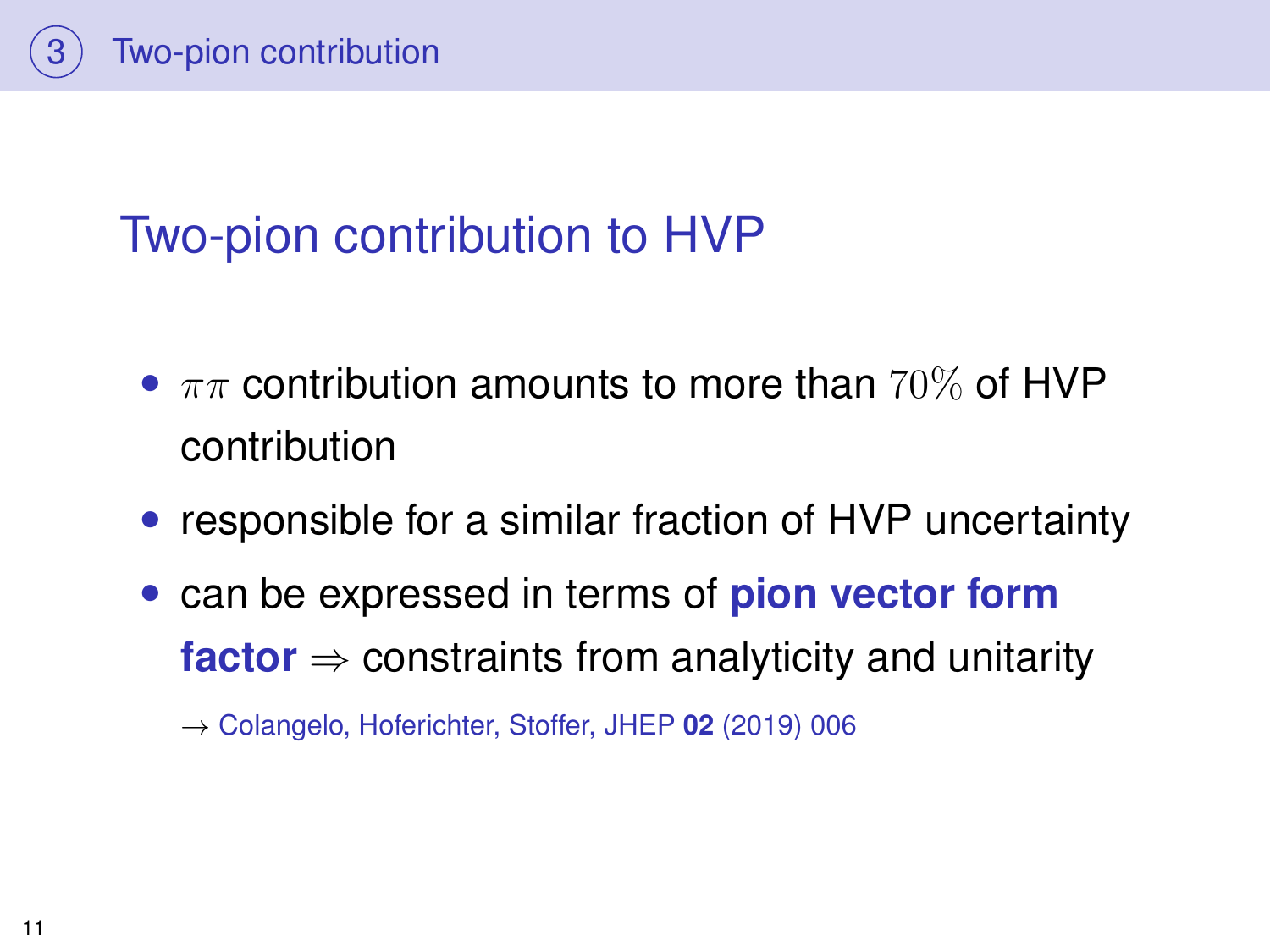## Two-pion contribution to HVP

- $\pi\pi$ contribution amounts to more than $70\%$ of HVP contribution
- responsible for a similar fraction of HVP uncertainty
- can be expressed in terms of **pion vector form factor** $\Rightarrow$ constraints from analyticity and unitarity

  $\rightarrow$ Colangelo, Hoferichter, Stoffer, JHEP **02** (2019) 006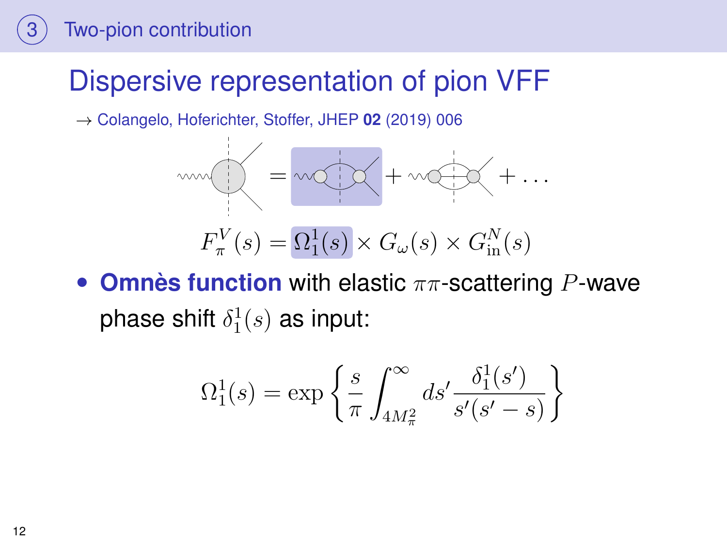## Dispersive representation of pion VFF

→ Colangelo, Hoferichter, Stoffer, JHEP **02** (2019) 006

$$F_\pi^V(s) = \Omega_1^1(s) \times G_\omega(s) \times G_{\text{in}}^N(s)$$

- **Omnès function** with elastic $\pi\pi$-scattering $P$-wave phase shift $\delta_1^1(s)$ as input:

$$\Omega_1^1(s) = \exp\left\{ \frac{s}{\pi} \int_{4M_\pi^2}^\infty ds' \frac{\delta_1^1(s')}{s'(s'-s)} \right\}$$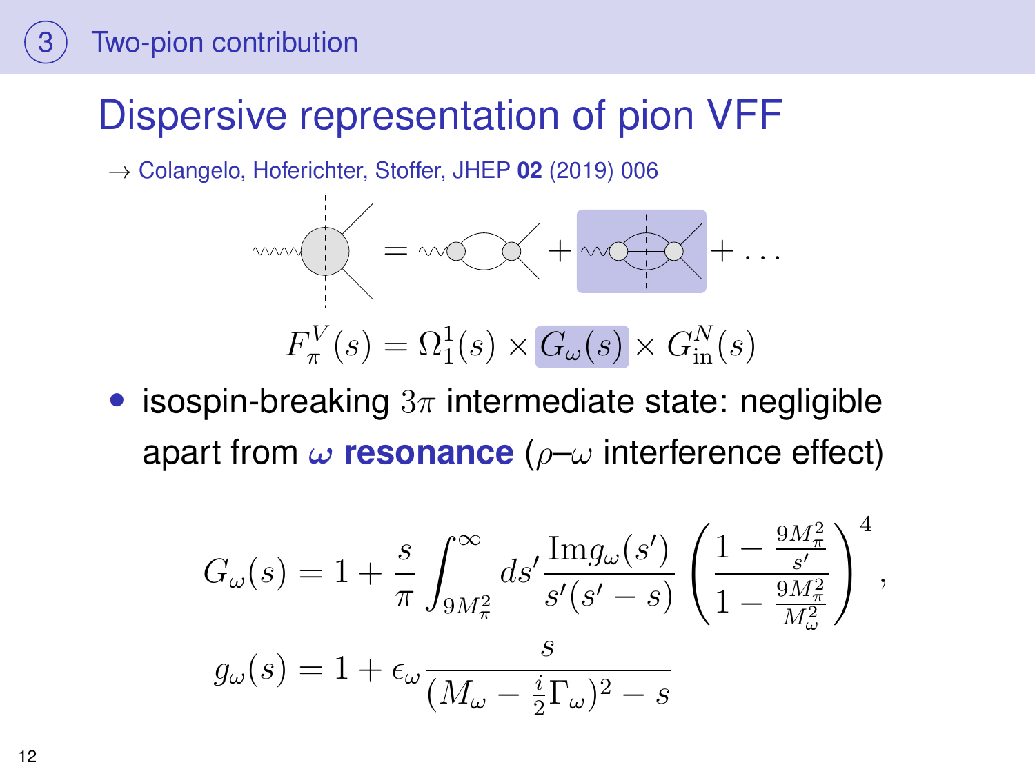## Dispersive representation of pion VFF

→ Colangelo, Hoferichter, Stoffer, JHEP **02** (2019) 006

$$F_\pi^V(s) = \Omega_1^1(s) \times G_\omega(s) \times G_{\text{in}}^N(s)$$

- isospin-breaking $3\pi$ intermediate state: negligible apart from $\omega$ **resonance** ($\rho$–$\omega$ interference effect)

$$G_\omega(s) = 1 + \frac{s}{\pi} \int_{9M_\pi^2}^\infty ds' \frac{\text{Im} g_\omega(s')}{s'(s'-s)} \left( \frac{1 - \frac{9M_\pi^2}{s'}}{1 - \frac{9M_\pi^2}{M_\omega^2}} \right)^4 ,$$

$$g_\omega(s) = 1 + \epsilon_\omega \frac{s}{(M_\omega - \frac{i}{2}\Gamma_\omega)^2 - s}$$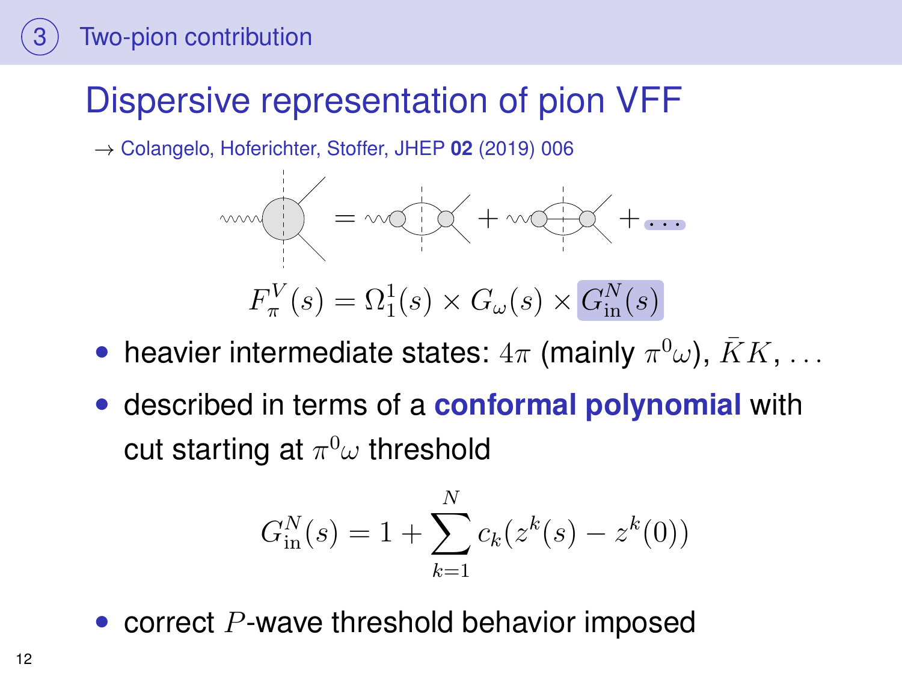## Dispersive representation of pion VFF

→ Colangelo, Hoferichter, Stoffer, JHEP **02** (2019) 006

$$F_\pi^V(s) = \Omega_1^1(s) \times G_\omega(s) \times G_{\text{in}}^N(s)$$

- heavier intermediate states: $4\pi$ (mainly $\pi^0\omega$), $\bar{K}K$, $\ldots$
- described in terms of a **conformal polynomial** with cut starting at $\pi^0\omega$ threshold

$$G_{\text{in}}^N(s) = 1 + \sum_{k=1}^{N} c_k (z^k(s) - z^k(0))$$

- correct $P$-wave threshold behavior imposed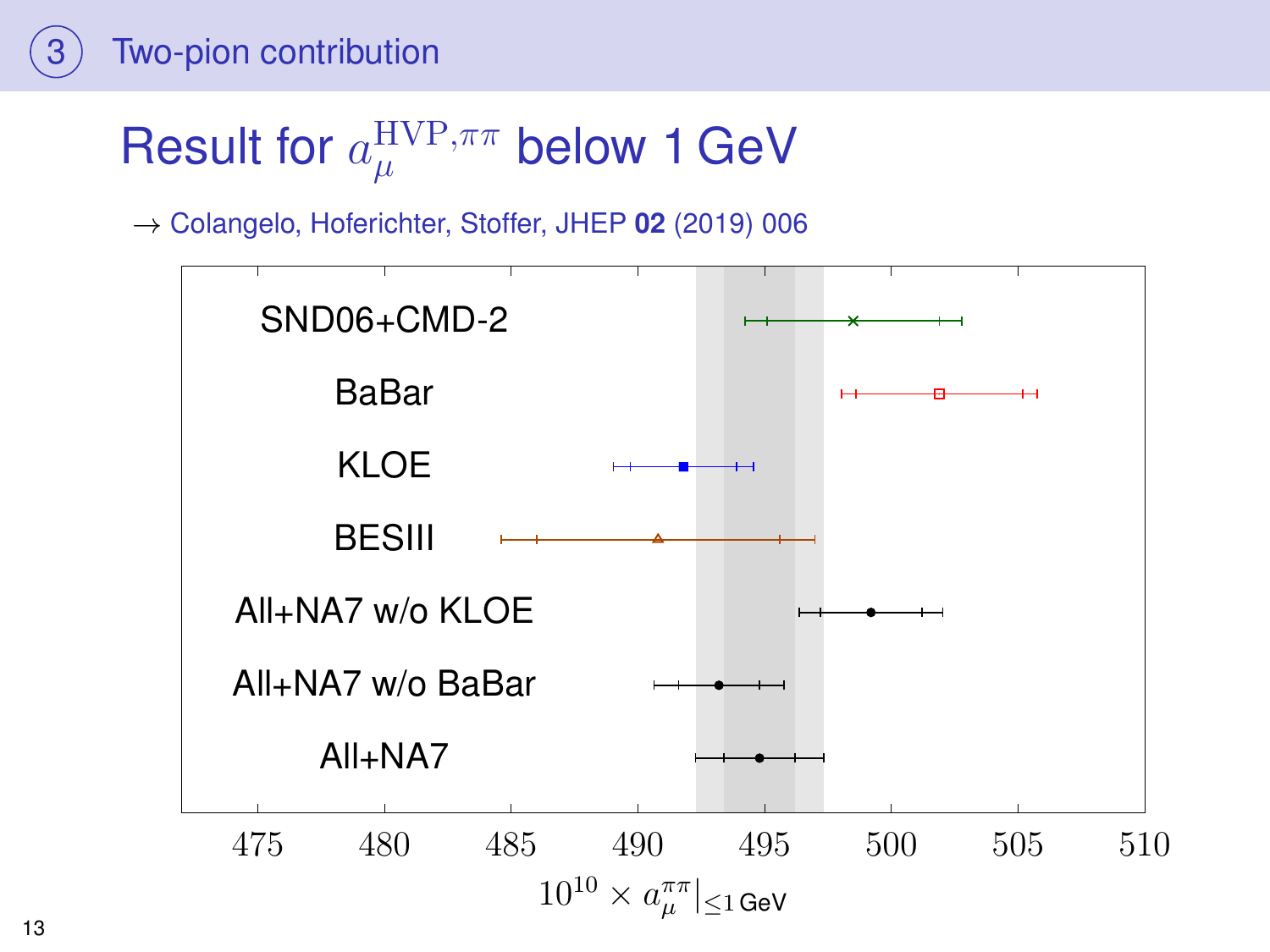## Result for $a_\mu^{\mathrm{HVP},\pi\pi}$ below 1 GeV

→ Colangelo, Hoferichter, Stoffer, JHEP **02** (2019) 006

SND06+CMD-2

BaBar

KLOE

BESIII

All+NA7 w/o KLOE

All+NA7 w/o BaBar

All+NA7

475 480 485 490 495 500 505 510

$10^{10} \times a_\mu^{\pi\pi}|_{\leq 1\,\text{GeV}}$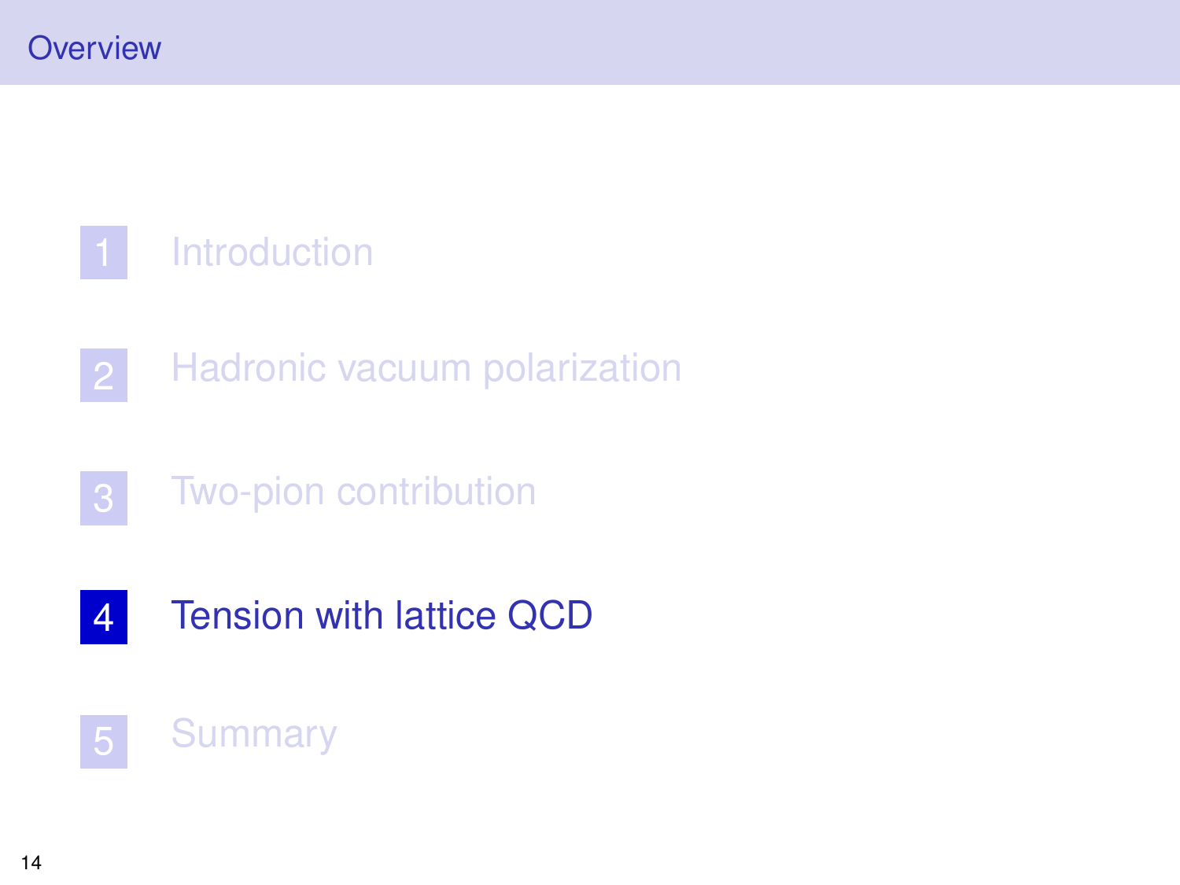# Overview

1. Introduction
2. Hadronic vacuum polarization
3. Two-pion contribution
4. **Tension with lattice QCD**
5. Summary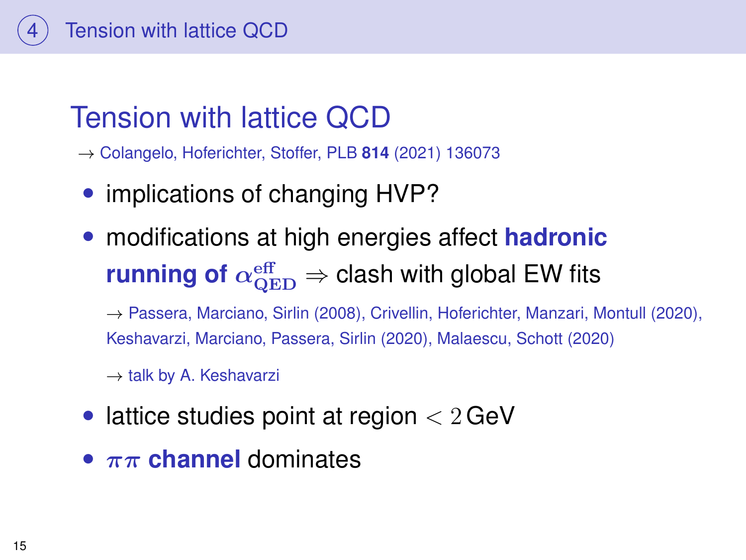# Tension with lattice QCD

→ Colangelo, Hoferichter, Stoffer, PLB **814** (2021) 136073

- implications of changing HVP?
- modifications at high energies affect **hadronic running of $\alpha_{\text{QED}}^{\text{eff}}$** $\Rightarrow$ clash with global EW fits

  → Passera, Marciano, Sirlin (2008), Crivellin, Hoferichter, Manzari, Montull (2020), Keshavarzi, Marciano, Passera, Sirlin (2020), Malaescu, Schott (2020)

  → talk by A. Keshavarzi

- lattice studies point at region $< 2$ GeV
- $\pi\pi$ **channel** dominates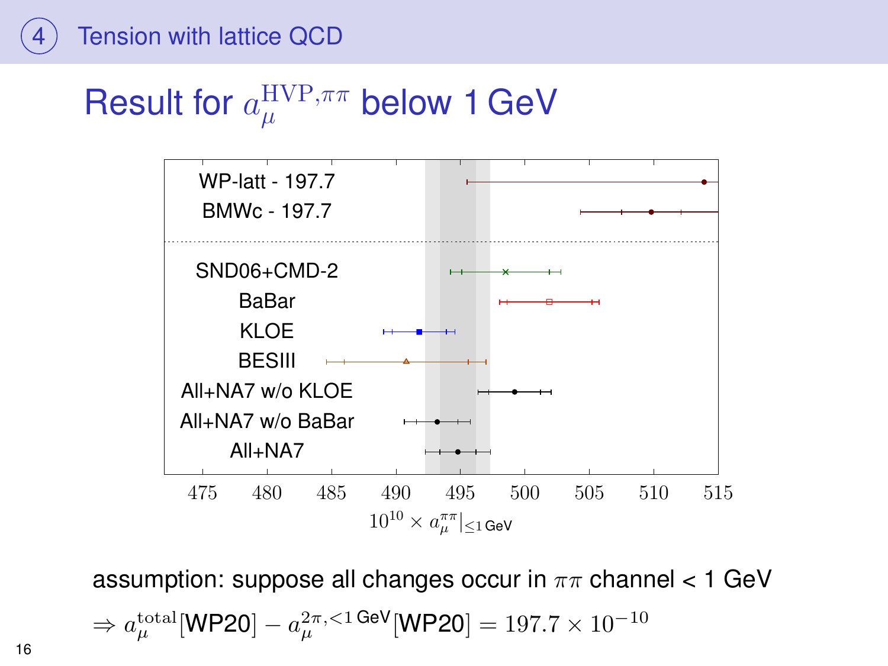## 4 Tension with lattice QCD

# Result for $a_\mu^{\mathrm{HVP},\pi\pi}$ below 1 GeV

WP-latt - 197.7

BMWc - 197.7

SND06+CMD-2

BaBar

KLOE

BESIII

All+NA7 w/o KLOE

All+NA7 w/o BaBar

All+NA7

475 480 485 490 495 500 505 510 515

$10^{10} \times a_\mu^{\pi\pi}|_{\leq 1\,\mathrm{GeV}}$

assumption: suppose all changes occur in $\pi\pi$ channel < 1 GeV

$$\Rightarrow a_\mu^{\mathrm{total}}[\mathrm{WP20}] - a_\mu^{2\pi,<1\,\mathrm{GeV}}[\mathrm{WP20}] = 197.7 \times 10^{-10}$$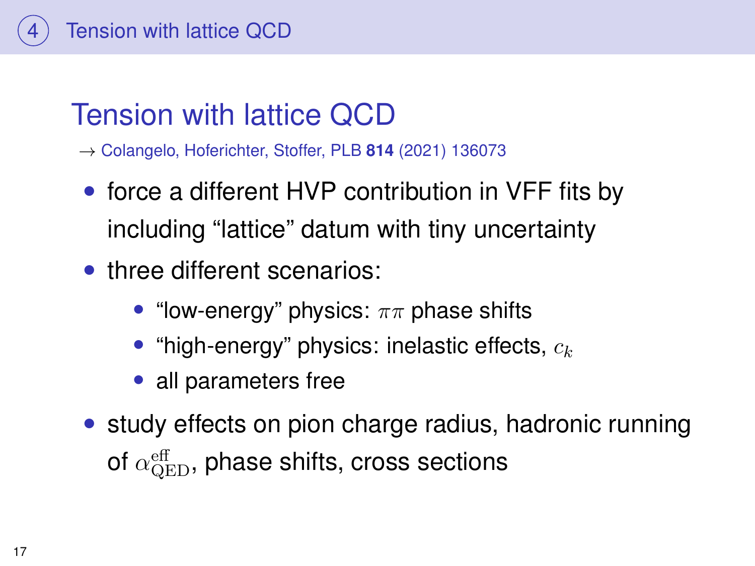# Tension with lattice QCD

→ Colangelo, Hoferichter, Stoffer, PLB **814** (2021) 136073

- force a different HVP contribution in VFF fits by including "lattice" datum with tiny uncertainty
- three different scenarios:
  - "low-energy" physics: $\pi\pi$ phase shifts
  - "high-energy" physics: inelastic effects, $c_k$
  - all parameters free
- study effects on pion charge radius, hadronic running of $\alpha_{\mathrm{QED}}^{\mathrm{eff}}$, phase shifts, cross sections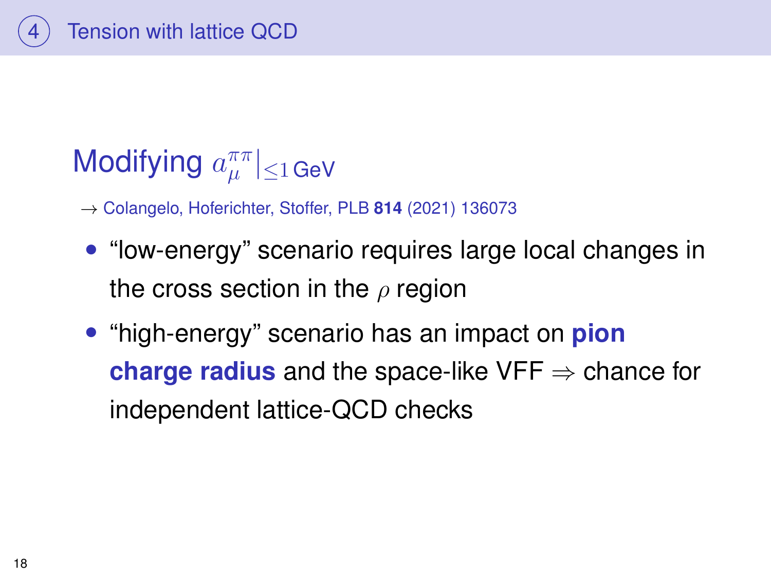## 4 Tension with lattice QCD

### Modifying $a_\mu^{\pi\pi}|_{\leq 1\,\text{GeV}}$

$\rightarrow$ Colangelo, Hoferichter, Stoffer, PLB **814** (2021) 136073

- "low-energy" scenario requires large local changes in the cross section in the $\rho$ region
- "high-energy" scenario has an impact on **pion charge radius** and the space-like VFF $\Rightarrow$ chance for independent lattice-QCD checks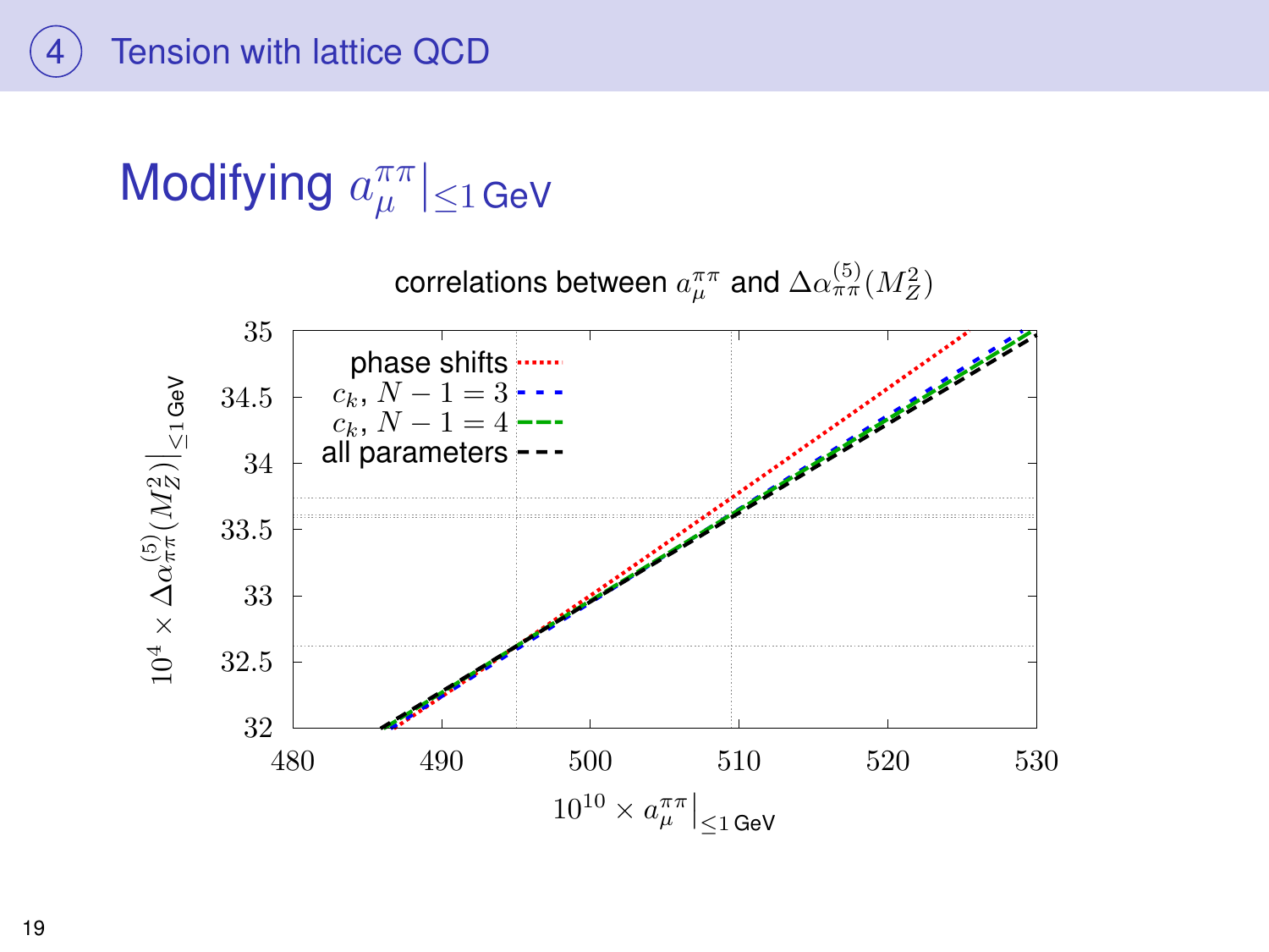## 4 Tension with lattice QCD

### Modifying $a_\mu^{\pi\pi}|_{\leq 1\,\text{GeV}}$

correlations between $a_\mu^{\pi\pi}$ and $\Delta\alpha_{\pi\pi}^{(5)}(M_Z^2)$

- phase shifts
- $c_k$, $N-1=3$
- $c_k$, $N-1=4$
- all parameters

$10^4 \times \Delta\alpha_{\pi\pi}^{(5)}(M_Z^2)|_{\leq 1\,\text{GeV}}$

$10^{10} \times a_\mu^{\pi\pi}|_{\leq 1\,\text{GeV}}$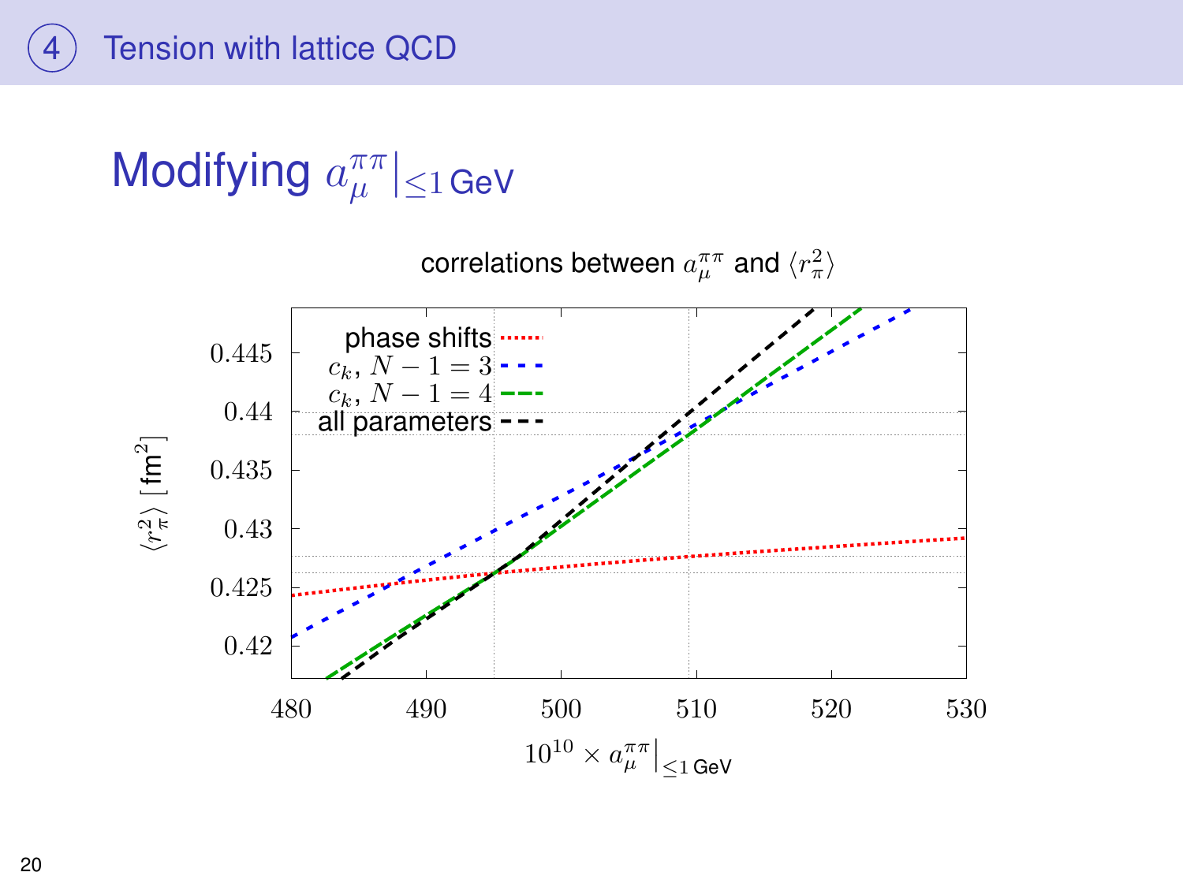## 4 Tension with lattice QCD

# Modifying $a_\mu^{\pi\pi}|_{\leq 1\,\text{GeV}}$

correlations between $a_\mu^{\pi\pi}$ and $\langle r_\pi^2 \rangle$

phase shifts

$c_k$, $N-1=3$

$c_k$, $N-1=4$

all parameters

$\langle r_\pi^2 \rangle$ [fm$^2$]

0.445, 0.44, 0.435, 0.43, 0.425, 0.42

480, 490, 500, 510, 520, 530

$10^{10} \times a_\mu^{\pi\pi}|_{\leq 1\,\text{GeV}}$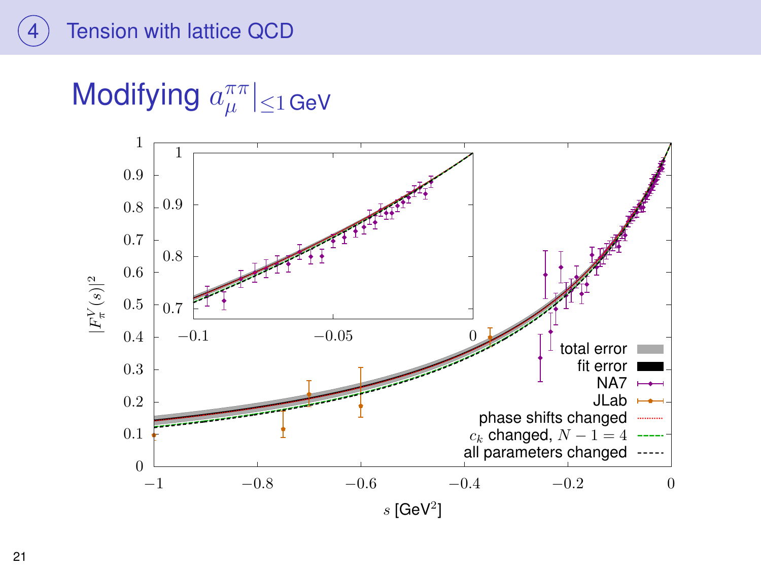# 4 Tension with lattice QCD

## Modifying $a_\mu^{\pi\pi}|_{\leq 1\,\text{GeV}}$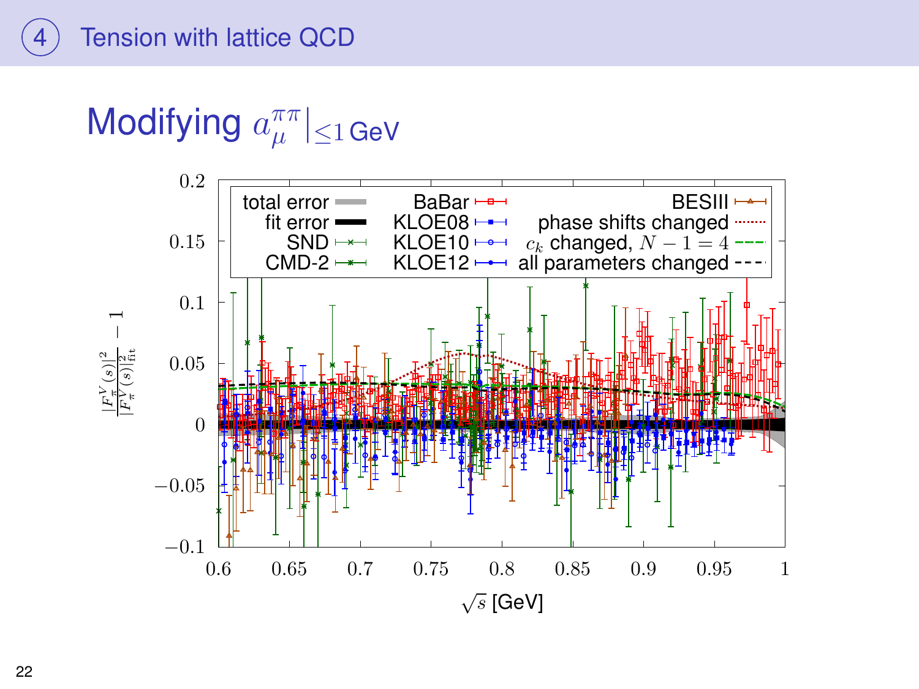## 4 Tension with lattice QCD

# Modifying $a_\mu^{\pi\pi}|_{\leq 1\,\text{GeV}}$

Legend: total error; fit error; SND; CMD-2; BaBar; KLOE08; KLOE10; KLOE12; BESIII; phase shifts changed; $c_k$ changed, $N-1=4$; all parameters changed

y-axis: $\frac{|F_\pi^V(s)|^2}{|F_\pi^V(s)|^2_{\text{fit}}} - 1$

x-axis: $\sqrt{s}$ [GeV]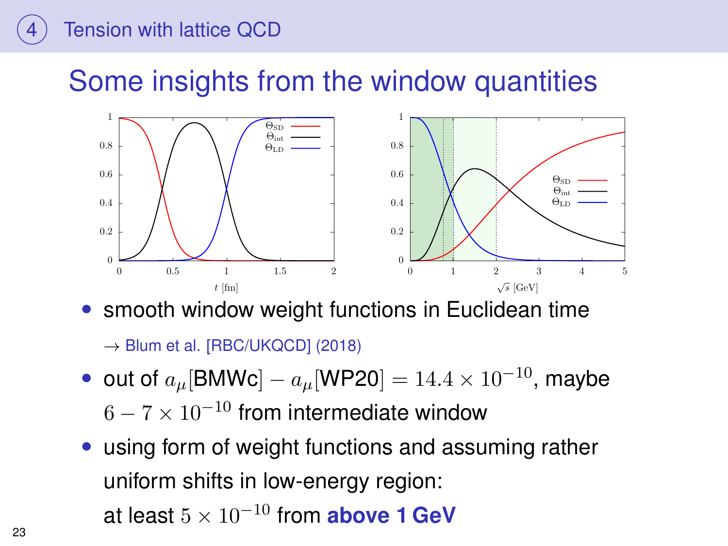## ④ Tension with lattice QCD

# Some insights from the window quantities

- smooth window weight functions in Euclidean time

  → Blum et al. [RBC/UKQCD] (2018)

- out of $a_\mu[\text{BMWc}] - a_\mu[\text{WP20}] = 14.4 \times 10^{-10}$, maybe $6 - 7 \times 10^{-10}$ from intermediate window

- using form of weight functions and assuming rather uniform shifts in low-energy region:

  at least $5 \times 10^{-10}$ from **above 1 GeV**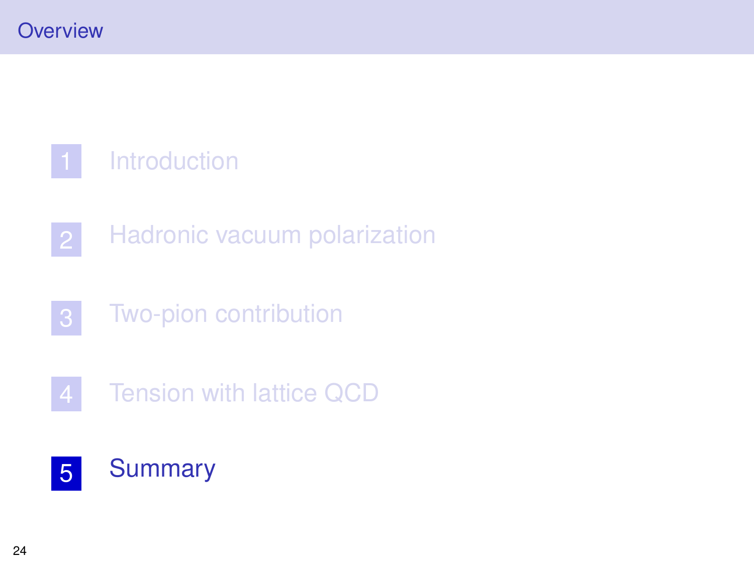## Overview

1. Introduction
2. Hadronic vacuum polarization
3. Two-pion contribution
4. Tension with lattice QCD
5. Summary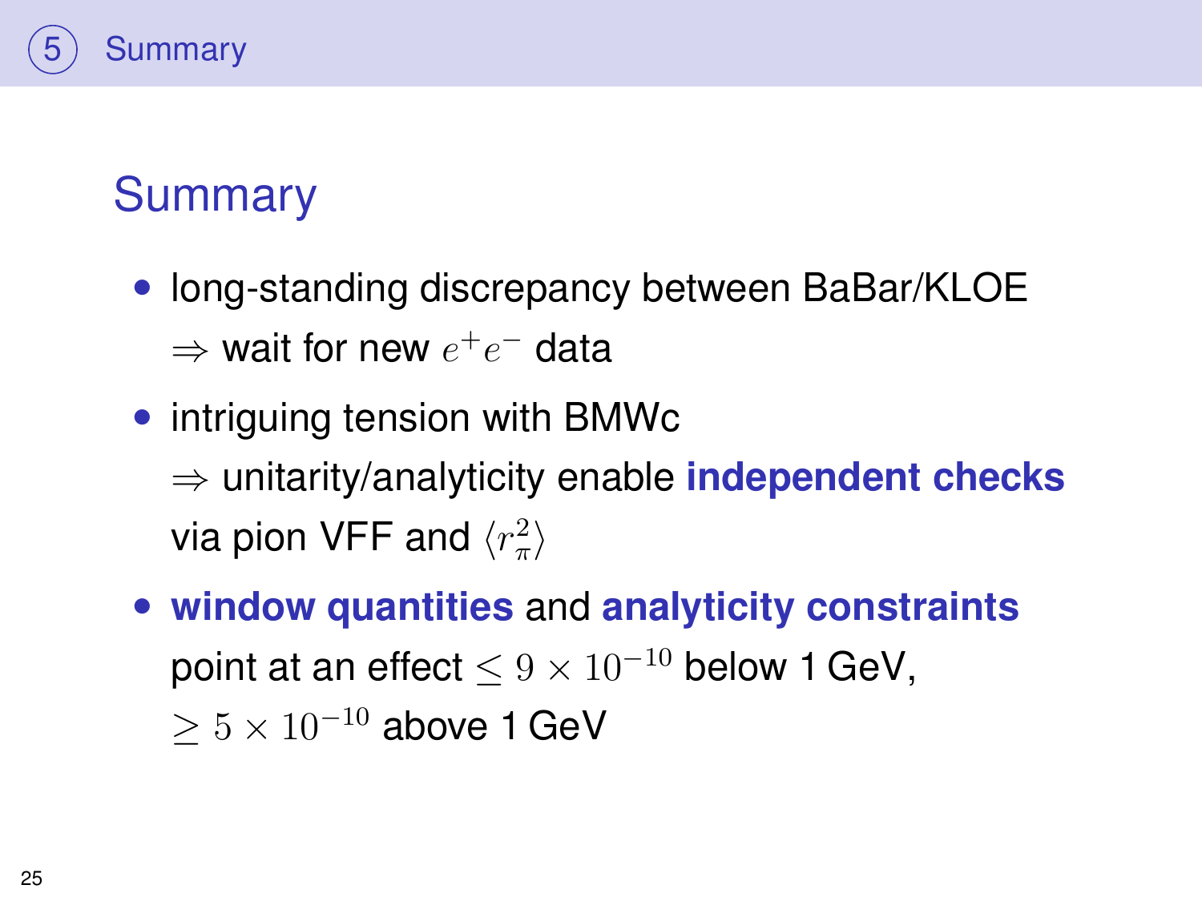## Summary

- long-standing discrepancy between BaBar/KLOE
  $\Rightarrow$ wait for new $e^+e^-$ data
- intriguing tension with BMWc
  $\Rightarrow$ unitarity/analyticity enable **independent checks** via pion VFF and $\langle r_\pi^2 \rangle$
- **window quantities** and **analyticity constraints** point at an effect $\leq 9 \times 10^{-10}$ below 1 GeV, $\geq 5 \times 10^{-10}$ above 1 GeV